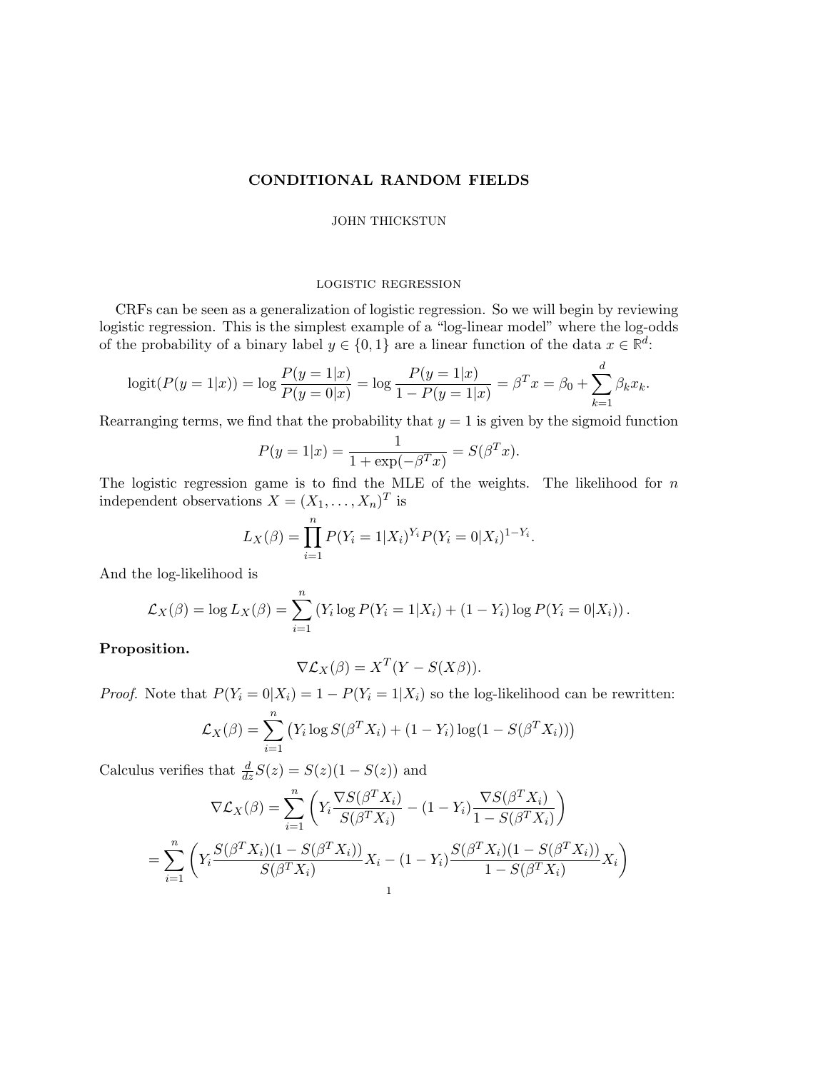# CONDITIONAL RANDOM FIELDS

JOHN THICKSTUN

## LOGISTIC REGRESSION

CRFs can be seen as a generalization of logistic regression. So we will begin by reviewing logistic regression. This is the simplest example of a "log-linear model" where the log-odds of the probability of a binary label $y \in \{0, 1\}$ are a linear function of the data $x \in \mathbb{R}^d$:

$$\text{logit}(P(y = 1|x)) = \log \frac{P(y = 1|x)}{P(y = 0|x)} = \log \frac{P(y = 1|x)}{1 - P(y = 1|x)} = \beta^T x = \beta_0 + \sum_{k=1}^{d} \beta_k x_k.$$

Rearranging terms, we find that the probability that $y = 1$ is given by the sigmoid function

$$P(y = 1|x) = \frac{1}{1 + \exp(-\beta^T x)} = S(\beta^T x).$$

The logistic regression game is to find the MLE of the weights. The likelihood for $n$ independent observations $X = (X_1, \ldots, X_n)^T$ is

$$L_X(\beta) = \prod_{i=1}^{n} P(Y_i = 1|X_i)^{Y_i} P(Y_i = 0|X_i)^{1-Y_i}.$$

And the log-likelihood is

$$\mathcal{L}_X(\beta) = \log L_X(\beta) = \sum_{i=1}^{n} \left( Y_i \log P(Y_i = 1|X_i) + (1 - Y_i) \log P(Y_i = 0|X_i) \right).$$

**Proposition.**

$$\nabla \mathcal{L}_X(\beta) = X^T(Y - S(X\beta)).$$

*Proof.* Note that $P(Y_i = 0|X_i) = 1 - P(Y_i = 1|X_i)$ so the log-likelihood can be rewritten:

$$\mathcal{L}_X(\beta) = \sum_{i=1}^{n} \big( Y_i \log S(\beta^T X_i) + (1 - Y_i) \log(1 - S(\beta^T X_i)) \big)$$

Calculus verifies that $\frac{d}{dz} S(z) = S(z)(1 - S(z))$ and

$$\nabla \mathcal{L}_X(\beta) = \sum_{i=1}^{n} \left( Y_i \frac{\nabla S(\beta^T X_i)}{S(\beta^T X_i)} - (1 - Y_i) \frac{\nabla S(\beta^T X_i)}{1 - S(\beta^T X_i)} \right)$$

$$= \sum_{i=1}^{n} \left( Y_i \frac{S(\beta^T X_i)(1 - S(\beta^T X_i))}{S(\beta^T X_i)} X_i - (1 - Y_i) \frac{S(\beta^T X_i)(1 - S(\beta^T X_i))}{1 - S(\beta^T X_i)} X_i \right)$$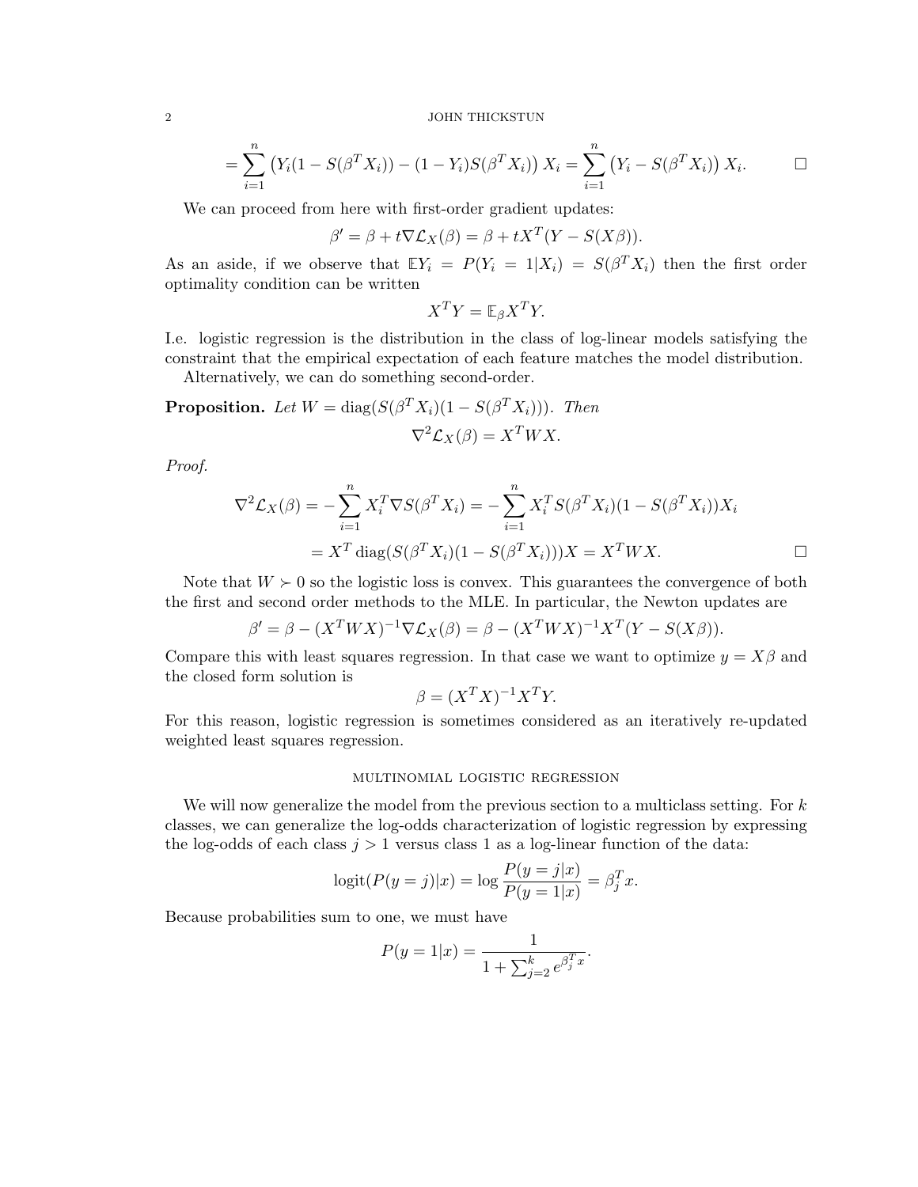$$= \sum_{i=1}^{n} \left( Y_i(1 - S(\beta^T X_i)) - (1 - Y_i) S(\beta^T X_i) \right) X_i = \sum_{i=1}^{n} \left( Y_i - S(\beta^T X_i) \right) X_i. \qquad \square$$

We can proceed from here with first-order gradient updates:

$$\beta' = \beta + t \nabla \mathcal{L}_X(\beta) = \beta + t X^T (Y - S(X\beta)).$$

As an aside, if we observe that $\mathbb{E} Y_i = P(Y_i = 1 | X_i) = S(\beta^T X_i)$ then the first order optimality condition can be written

$$X^T Y = \mathbb{E}_\beta X^T Y.$$

I.e. logistic regression is the distribution in the class of log-linear models satisfying the constraint that the empirical expectation of each feature matches the model distribution.

Alternatively, we can do something second-order.

**Proposition.** *Let $W = \operatorname{diag}(S(\beta^T X_i)(1 - S(\beta^T X_i)))$. Then*

$$\nabla^2 \mathcal{L}_X(\beta) = X^T W X.$$

*Proof.*

$$\nabla^2 \mathcal{L}_X(\beta) = -\sum_{i=1}^{n} X_i^T \nabla S(\beta^T X_i) = -\sum_{i=1}^{n} X_i^T S(\beta^T X_i)(1 - S(\beta^T X_i)) X_i$$

$$= X^T \operatorname{diag}(S(\beta^T X_i)(1 - S(\beta^T X_i))) X = X^T W X. \qquad \square$$

Note that $W \succ 0$ so the logistic loss is convex. This guarantees the convergence of both the first and second order methods to the MLE. In particular, the Newton updates are

$$\beta' = \beta - (X^T W X)^{-1} \nabla \mathcal{L}_X(\beta) = \beta - (X^T W X)^{-1} X^T (Y - S(X\beta)).$$

Compare this with least squares regression. In that case we want to optimize $y = X\beta$ and the closed form solution is

$$\beta = (X^T X)^{-1} X^T Y.$$

For this reason, logistic regression is sometimes considered as an iteratively re-updated weighted least squares regression.

## Multinomial Logistic Regression

We will now generalize the model from the previous section to a multiclass setting. For $k$ classes, we can generalize the log-odds characterization of logistic regression by expressing the log-odds of each class $j > 1$ versus class 1 as a log-linear function of the data:

$$\operatorname{logit}(P(y = j)|x) = \log \frac{P(y = j|x)}{P(y = 1|x)} = \beta_j^T x.$$

Because probabilities sum to one, we must have

$$P(y = 1|x) = \frac{1}{1 + \sum_{j=2}^{k} e^{\beta_j^T x}}.$$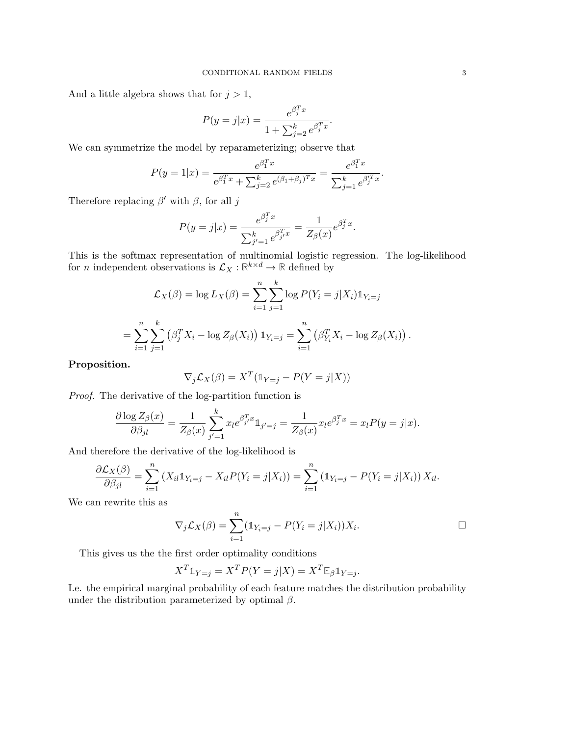And a little algebra shows that for $j > 1$,

$$P(y = j|x) = \frac{e^{\beta_j^T x}}{1 + \sum_{j=2}^k e^{\beta_j^T x}}.$$

We can symmetrize the model by reparameterizing; observe that

$$P(y = 1|x) = \frac{e^{\beta_1^T x}}{e^{\beta_1^T x} + \sum_{j=2}^k e^{(\beta_1 + \beta_j)^T x}} = \frac{e^{\beta_1^T x}}{\sum_{j=1}^k e^{\beta_j'^T x}}.$$

Therefore replacing $\beta'$ with $\beta$, for all $j$

$$P(y = j|x) = \frac{e^{\beta_j^T x}}{\sum_{j'=1}^k e^{\beta_{j'}^T x}} = \frac{1}{Z_\beta(x)} e^{\beta_j^T x}.$$

This is the softmax representation of multinomial logistic regression. The log-likelihood for $n$ independent observations is $\mathcal{L}_X : \mathbb{R}^{k \times d} \to \mathbb{R}$ defined by

$$\mathcal{L}_X(\beta) = \log L_X(\beta) = \sum_{i=1}^n \sum_{j=1}^k \log P(Y_i = j|X_i) \mathbb{1}_{Y_i = j}$$

$$= \sum_{i=1}^n \sum_{j=1}^k \left( \beta_j^T X_i - \log Z_\beta(X_i) \right) \mathbb{1}_{Y_i = j} = \sum_{i=1}^n \left( \beta_{Y_i}^T X_i - \log Z_\beta(X_i) \right).$$

**Proposition.**

$$\nabla_j \mathcal{L}_X(\beta) = X^T (\mathbb{1}_{Y=j} - P(Y = j|X))$$

*Proof.* The derivative of the log-partition function is

$$\frac{\partial \log Z_\beta(x)}{\partial \beta_{jl}} = \frac{1}{Z_\beta(x)} \sum_{j'=1}^k x_l e^{\beta_{j'}^T x} \mathbb{1}_{j'=j} = \frac{1}{Z_\beta(x)} x_l e^{\beta_j^T x} = x_l P(y = j|x).$$

And therefore the derivative of the log-likelihood is

$$\frac{\partial \mathcal{L}_X(\beta)}{\partial \beta_{jl}} = \sum_{i=1}^n \left( X_{il} \mathbb{1}_{Y_i = j} - X_{il} P(Y_i = j|X_i) \right) = \sum_{i=1}^n \left( \mathbb{1}_{Y_i = j} - P(Y_i = j|X_i) \right) X_{il}.$$

We can rewrite this as

$$\nabla_j \mathcal{L}_X(\beta) = \sum_{i=1}^n (\mathbb{1}_{Y_i = j} - P(Y_i = j|X_i)) X_i.$$

□

This gives us the the first order optimality conditions

$$X^T \mathbb{1}_{Y=j} = X^T P(Y = j|X) = X^T \mathbb{E}_\beta \mathbb{1}_{Y=j}.$$

I.e. the empirical marginal probability of each feature matches the distribution probability under the distribution parameterized by optimal $\beta$.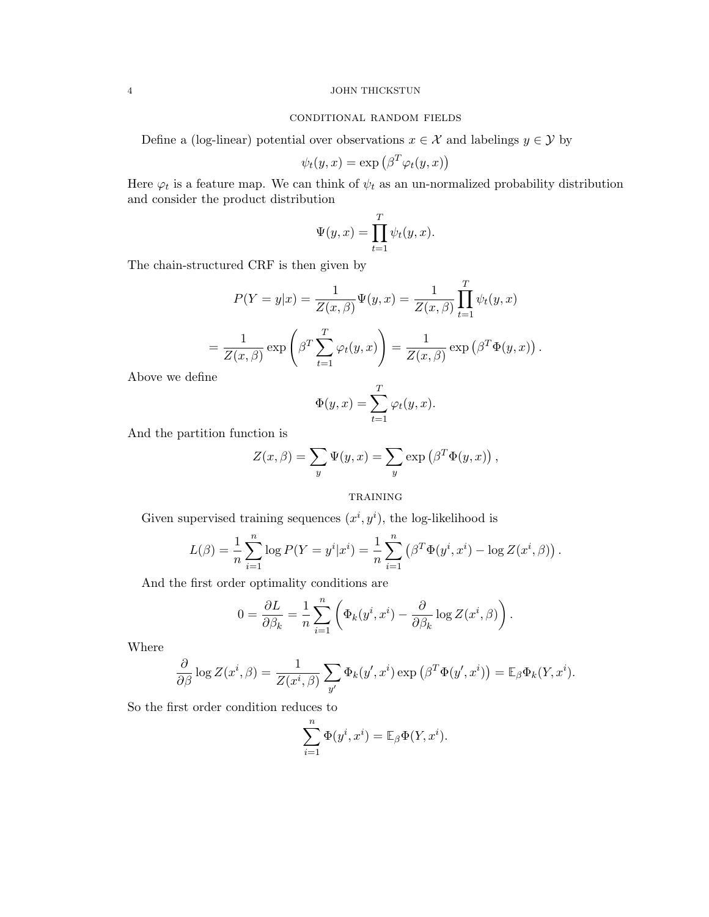## Conditional Random Fields

Define a (log-linear) potential over observations $x \in \mathcal{X}$ and labelings $y \in \mathcal{Y}$ by

$$\psi_t(y, x) = \exp\left(\beta^T \varphi_t(y, x)\right)$$

Here $\varphi_t$ is a feature map. We can think of $\psi_t$ as an un-normalized probability distribution and consider the product distribution

$$\Psi(y, x) = \prod_{t=1}^{T} \psi_t(y, x).$$

The chain-structured CRF is then given by

$$P(Y = y|x) = \frac{1}{Z(x, \beta)} \Psi(y, x) = \frac{1}{Z(x, \beta)} \prod_{t=1}^{T} \psi_t(y, x)$$

$$= \frac{1}{Z(x, \beta)} \exp\left(\beta^T \sum_{t=1}^{T} \varphi_t(y, x)\right) = \frac{1}{Z(x, \beta)} \exp\left(\beta^T \Phi(y, x)\right).$$

Above we define

$$\Phi(y, x) = \sum_{t=1}^{T} \varphi_t(y, x).$$

And the partition function is

$$Z(x, \beta) = \sum_{y} \Psi(y, x) = \sum_{y} \exp\left(\beta^T \Phi(y, x)\right),$$

## Training

Given supervised training sequences $(x^i, y^i)$, the log-likelihood is

$$L(\beta) = \frac{1}{n} \sum_{i=1}^{n} \log P(Y = y^i | x^i) = \frac{1}{n} \sum_{i=1}^{n} \left(\beta^T \Phi(y^i, x^i) - \log Z(x^i, \beta)\right).$$

And the first order optimality conditions are

$$0 = \frac{\partial L}{\partial \beta_k} = \frac{1}{n} \sum_{i=1}^{n} \left(\Phi_k(y^i, x^i) - \frac{\partial}{\partial \beta_k} \log Z(x^i, \beta)\right).$$

Where

$$\frac{\partial}{\partial \beta} \log Z(x^i, \beta) = \frac{1}{Z(x^i, \beta)} \sum_{y'} \Phi_k(y', x^i) \exp\left(\beta^T \Phi(y', x^i)\right) = \mathbb{E}_\beta \Phi_k(Y, x^i).$$

So the first order condition reduces to

$$\sum_{i=1}^{n} \Phi(y^i, x^i) = \mathbb{E}_\beta \Phi(Y, x^i).$$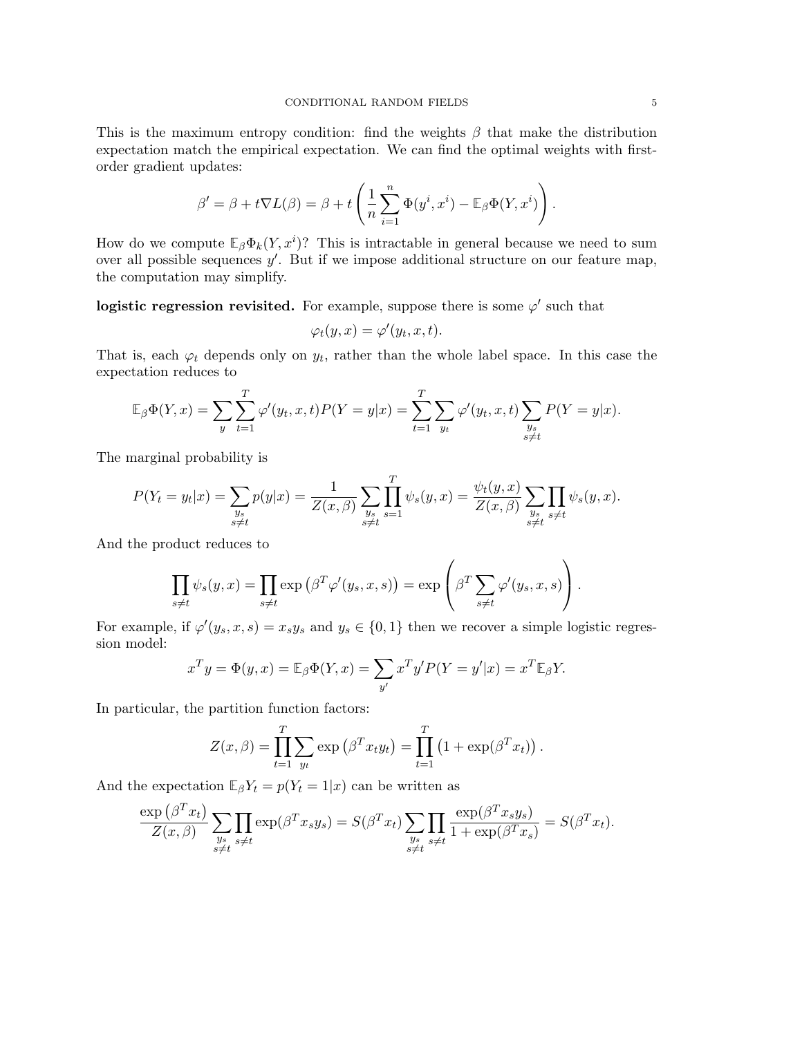This is the maximum entropy condition: find the weights $\beta$ that make the distribution expectation match the empirical expectation. We can find the optimal weights with first-order gradient updates:

$$\beta' = \beta + t\nabla L(\beta) = \beta + t\left(\frac{1}{n}\sum_{i=1}^{n}\Phi(y^i, x^i) - \mathbb{E}_\beta \Phi(Y, x^i)\right).$$

How do we compute $\mathbb{E}_\beta \Phi_k(Y, x^i)$? This is intractable in general because we need to sum over all possible sequences $y'$. But if we impose additional structure on our feature map, the computation may simplify.

**logistic regression revisited.** For example, suppose there is some $\varphi'$ such that

$$\varphi_t(y, x) = \varphi'(y_t, x, t).$$

That is, each $\varphi_t$ depends only on $y_t$, rather than the whole label space. In this case the expectation reduces to

$$\mathbb{E}_\beta \Phi(Y, x) = \sum_y \sum_{t=1}^{T} \varphi'(y_t, x, t) P(Y = y|x) = \sum_{t=1}^{T}\sum_{y_t} \varphi'(y_t, x, t) \sum_{\substack{y_s \\ s\neq t}} P(Y = y|x).$$

The marginal probability is

$$P(Y_t = y_t|x) = \sum_{\substack{y_s \\ s\neq t}} p(y|x) = \frac{1}{Z(x,\beta)} \sum_{\substack{y_s \\ s\neq t}} \prod_{s=1}^{T} \psi_s(y, x) = \frac{\psi_t(y,x)}{Z(x,\beta)} \sum_{\substack{y_s \\ s\neq t}} \prod_{s\neq t} \psi_s(y, x).$$

And the product reduces to

$$\prod_{s\neq t} \psi_s(y, x) = \prod_{s\neq t} \exp\left(\beta^T \varphi'(y_s, x, s)\right) = \exp\left(\beta^T \sum_{s\neq t} \varphi'(y_s, x, s)\right).$$

For example, if $\varphi'(y_s, x, s) = x_s y_s$ and $y_s \in \{0, 1\}$ then we recover a simple logistic regression model:

$$x^T y = \Phi(y, x) = \mathbb{E}_\beta \Phi(Y, x) = \sum_{y'} x^T y' P(Y = y'|x) = x^T \mathbb{E}_\beta Y.$$

In particular, the partition function factors:

$$Z(x, \beta) = \prod_{t=1}^{T} \sum_{y_t} \exp\left(\beta^T x_t y_t\right) = \prod_{t=1}^{T}\left(1 + \exp(\beta^T x_t)\right).$$

And the expectation $\mathbb{E}_\beta Y_t = p(Y_t = 1|x)$ can be written as

$$\frac{\exp\left(\beta^T x_t\right)}{Z(x,\beta)} \sum_{\substack{y_s \\ s\neq t}} \prod_{s\neq t} \exp(\beta^T x_s y_s) = S(\beta^T x_t) \sum_{\substack{y_s \\ s\neq t}} \prod_{s\neq t} \frac{\exp(\beta^T x_s y_s)}{1 + \exp(\beta^T x_s)} = S(\beta^T x_t).$$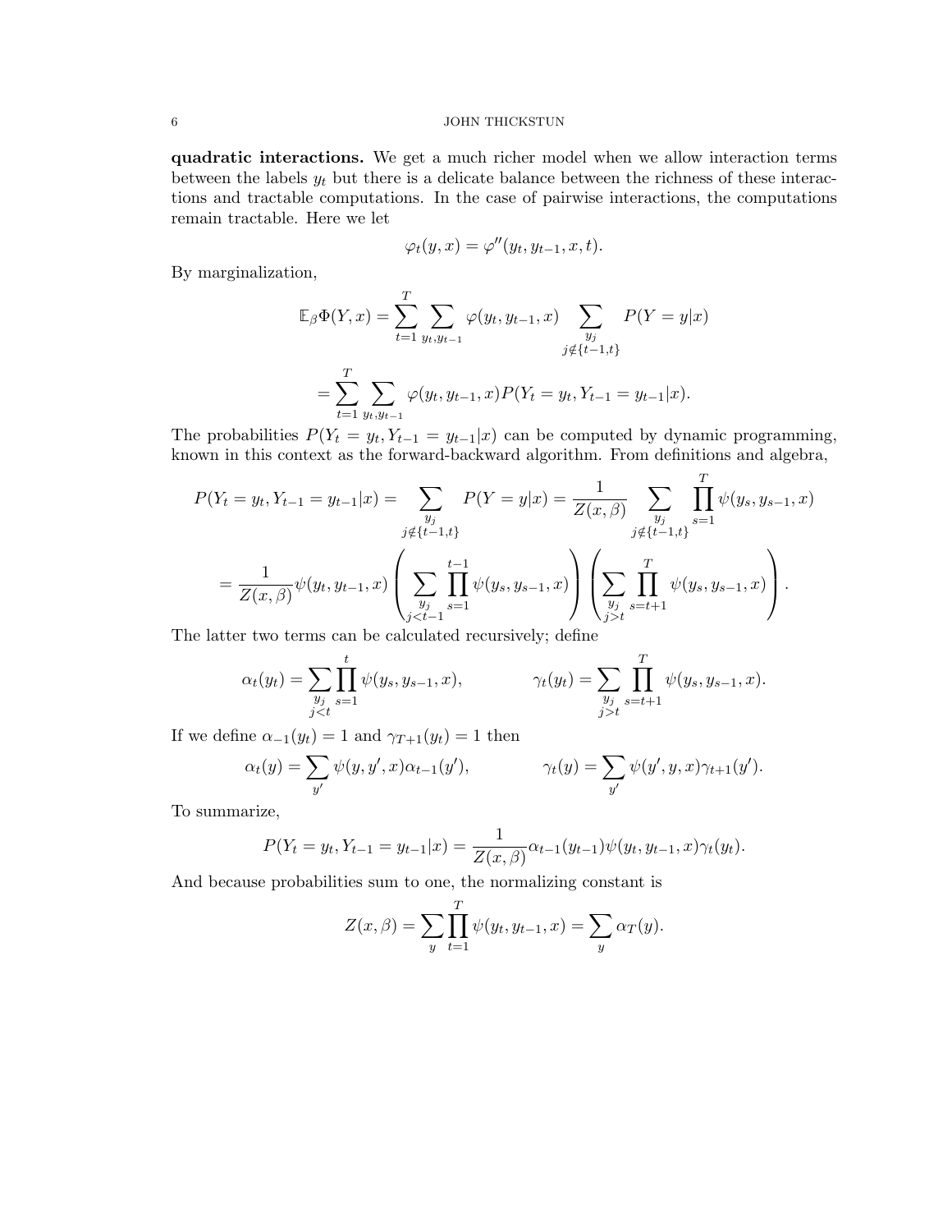**quadratic interactions.** We get a much richer model when we allow interaction terms between the labels $y_t$ but there is a delicate balance between the richness of these interactions and tractable computations. In the case of pairwise interactions, the computations remain tractable. Here we let

$$\varphi_t(y, x) = \varphi''(y_t, y_{t-1}, x, t).$$

By marginalization,

$$\mathbb{E}_\beta \Phi(Y, x) = \sum_{t=1}^{T} \sum_{y_t, y_{t-1}} \varphi(y_t, y_{t-1}, x) \sum_{\substack{y_j \\ j \notin \{t-1, t\}}} P(Y = y|x)$$

$$= \sum_{t=1}^{T} \sum_{y_t, y_{t-1}} \varphi(y_t, y_{t-1}, x) P(Y_t = y_t, Y_{t-1} = y_{t-1}|x).$$

The probabilities $P(Y_t = y_t, Y_{t-1} = y_{t-1}|x)$ can be computed by dynamic programming, known in this context as the forward-backward algorithm. From definitions and algebra,

$$P(Y_t = y_t, Y_{t-1} = y_{t-1}|x) = \sum_{\substack{y_j \\ j \notin \{t-1, t\}}} P(Y = y|x) = \frac{1}{Z(x, \beta)} \sum_{\substack{y_j \\ j \notin \{t-1, t\}}} \prod_{s=1}^{T} \psi(y_s, y_{s-1}, x)$$

$$= \frac{1}{Z(x, \beta)} \psi(y_t, y_{t-1}, x) \left( \sum_{\substack{y_j \\ j < t-1}} \prod_{s=1}^{t-1} \psi(y_s, y_{s-1}, x) \right) \left( \sum_{\substack{y_j \\ j > t}} \prod_{s=t+1}^{T} \psi(y_s, y_{s-1}, x) \right).$$

The latter two terms can be calculated recursively; define

$$\alpha_t(y_t) = \sum_{\substack{y_j \\ j < t}} \prod_{s=1}^{t} \psi(y_s, y_{s-1}, x), \qquad \gamma_t(y_t) = \sum_{\substack{y_j \\ j > t}} \prod_{s=t+1}^{T} \psi(y_s, y_{s-1}, x).$$

If we define $\alpha_{-1}(y_t) = 1$ and $\gamma_{T+1}(y_t) = 1$ then

$$\alpha_t(y) = \sum_{y'} \psi(y, y', x) \alpha_{t-1}(y'), \qquad \gamma_t(y) = \sum_{y'} \psi(y', y, x) \gamma_{t+1}(y').$$

To summarize,

$$P(Y_t = y_t, Y_{t-1} = y_{t-1}|x) = \frac{1}{Z(x, \beta)} \alpha_{t-1}(y_{t-1}) \psi(y_t, y_{t-1}, x) \gamma_t(y_t).$$

And because probabilities sum to one, the normalizing constant is

$$Z(x, \beta) = \sum_{y} \prod_{t=1}^{T} \psi(y_t, y_{t-1}, x) = \sum_{y} \alpha_T(y).$$